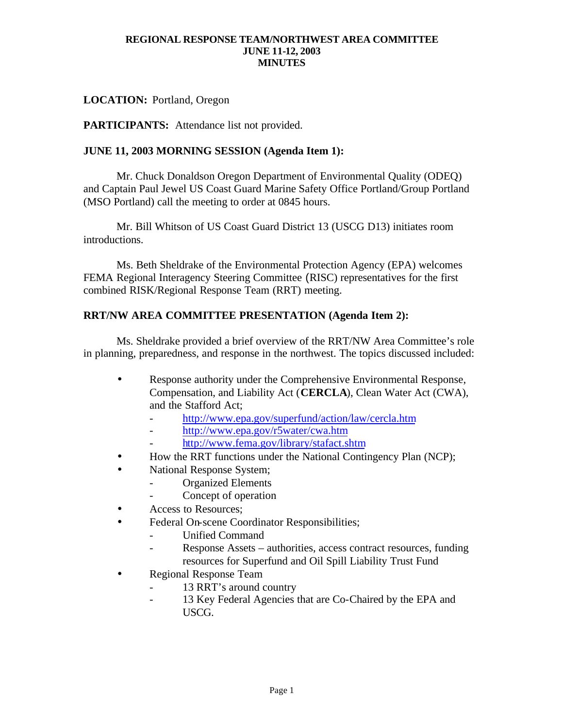**REGIONAL RESPONSE TEAM/NORTHWEST AREA COMMITTEE**
**JUNE 11-12, 2003**
**MINUTES**

**LOCATION:** Portland, Oregon

**PARTICIPANTS:** Attendance list not provided.

**JUNE 11, 2003 MORNING SESSION (Agenda Item 1):**

Mr. Chuck Donaldson Oregon Department of Environmental Quality (ODEQ) and Captain Paul Jewel US Coast Guard Marine Safety Office Portland/Group Portland (MSO Portland) call the meeting to order at 0845 hours.

Mr. Bill Whitson of US Coast Guard District 13 (USCG D13) initiates room introductions.

Ms. Beth Sheldrake of the Environmental Protection Agency (EPA) welcomes FEMA Regional Interagency Steering Committee (RISC) representatives for the first combined RISK/Regional Response Team (RRT) meeting.

**RRT/NW AREA COMMITTEE PRESENTATION (Agenda Item 2):**

Ms. Sheldrake provided a brief overview of the RRT/NW Area Committee's role in planning, preparedness, and response in the northwest. The topics discussed included:

- Response authority under the Comprehensive Environmental Response, Compensation, and Liability Act (**CERCLA**), Clean Water Act (CWA), and the Stafford Act;
  - http://www.epa.gov/superfund/action/law/cercla.htm
  - http://www.epa.gov/r5water/cwa.htm
  - http://www.fema.gov/library/stafact.shtm
- How the RRT functions under the National Contingency Plan (NCP);
- National Response System;
  - Organized Elements
  - Concept of operation
- Access to Resources;
- Federal On-scene Coordinator Responsibilities;
  - Unified Command
  - Response Assets – authorities, access contract resources, funding resources for Superfund and Oil Spill Liability Trust Fund
- Regional Response Team
  - 13 RRT's around country
  - 13 Key Federal Agencies that are Co-Chaired by the EPA and USCG.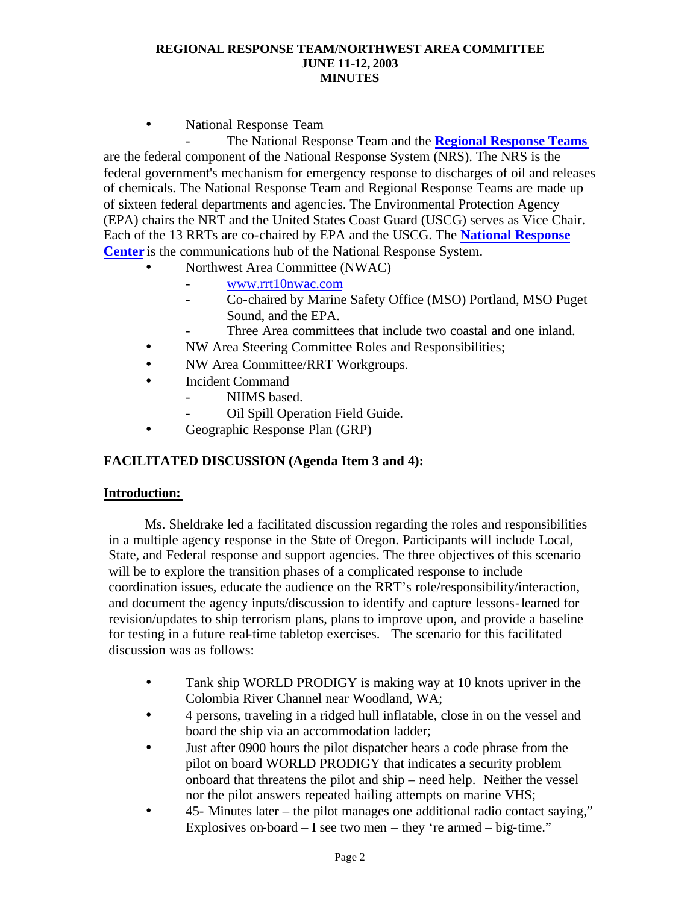**REGIONAL RESPONSE TEAM/NORTHWEST AREA COMMITTEE**
**JUNE 11-12, 2003**
**MINUTES**

- National Response Team
    - The National Response Team and the **Regional Response Teams** are the federal component of the National Response System (NRS). The NRS is the federal government's mechanism for emergency response to discharges of oil and releases of chemicals. The National Response Team and Regional Response Teams are made up of sixteen federal departments and agencies. The Environmental Protection Agency (EPA) chairs the NRT and the United States Coast Guard (USCG) serves as Vice Chair. Each of the 13 RRTs are co-chaired by EPA and the USCG. The **National Response Center** is the communications hub of the National Response System.
- Northwest Area Committee (NWAC)
    - www.rrt10nwac.com
    - Co-chaired by Marine Safety Office (MSO) Portland, MSO Puget Sound, and the EPA.
    - Three Area committees that include two coastal and one inland.
- NW Area Steering Committee Roles and Responsibilities;
- NW Area Committee/RRT Workgroups.
- Incident Command
    - NIIMS based.
    - Oil Spill Operation Field Guide.
- Geographic Response Plan (GRP)

## FACILITATED DISCUSSION (Agenda Item 3 and 4):

### Introduction:

Ms. Sheldrake led a facilitated discussion regarding the roles and responsibilities in a multiple agency response in the State of Oregon. Participants will include Local, State, and Federal response and support agencies. The three objectives of this scenario will be to explore the transition phases of a complicated response to include coordination issues, educate the audience on the RRT's role/responsibility/interaction, and document the agency inputs/discussion to identify and capture lessons-learned for revision/updates to ship terrorism plans, plans to improve upon, and provide a baseline for testing in a future real-time tabletop exercises. The scenario for this facilitated discussion was as follows:

- Tank ship WORLD PRODIGY is making way at 10 knots upriver in the Colombia River Channel near Woodland, WA;
- 4 persons, traveling in a ridged hull inflatable, close in on the vessel and board the ship via an accommodation ladder;
- Just after 0900 hours the pilot dispatcher hears a code phrase from the pilot on board WORLD PRODIGY that indicates a security problem onboard that threatens the pilot and ship – need help. Neither the vessel nor the pilot answers repeated hailing attempts on marine VHS;
- 45- Minutes later – the pilot manages one additional radio contact saying," Explosives on-board – I see two men – they 're armed – big-time."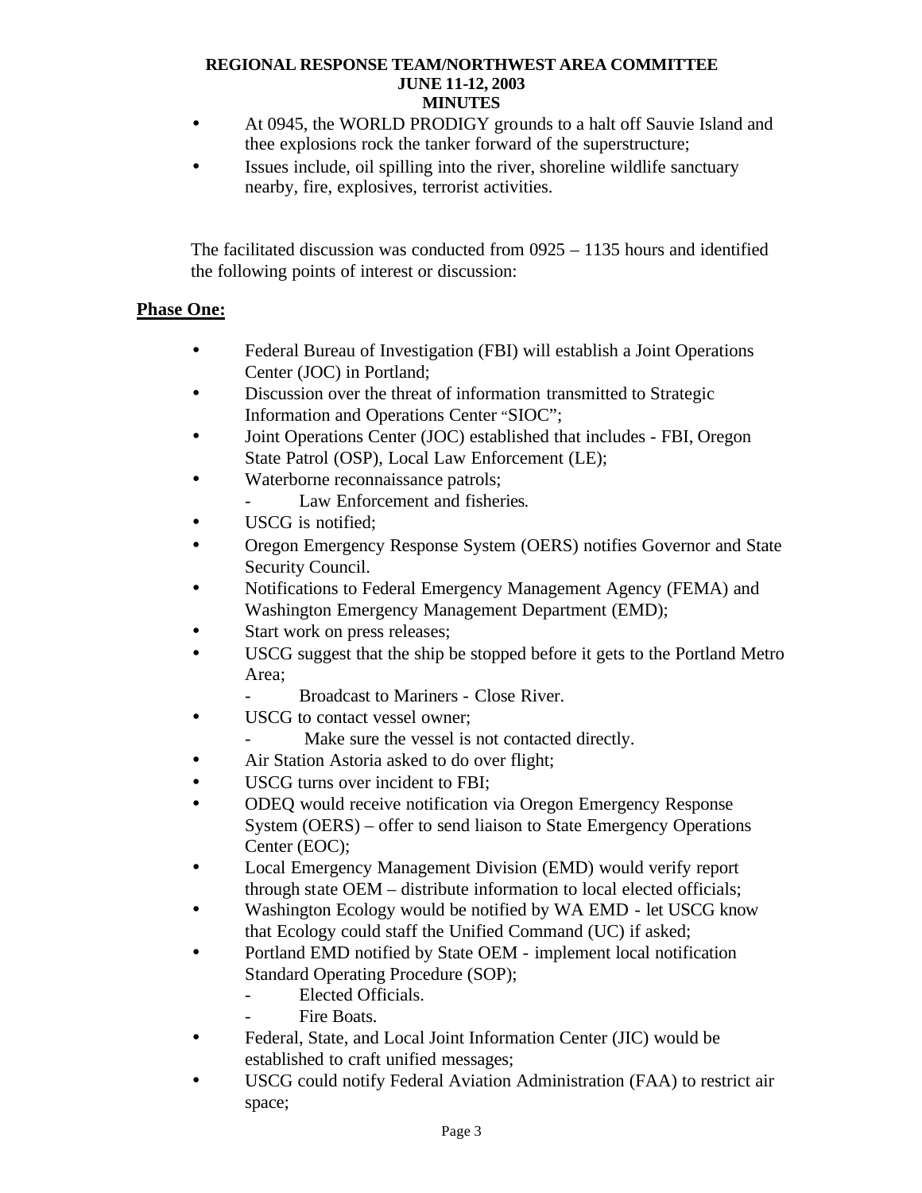- At 0945, the WORLD PRODIGY grounds to a halt off Sauvie Island and thee explosions rock the tanker forward of the superstructure;
- Issues include, oil spilling into the river, shoreline wildlife sanctuary nearby, fire, explosives, terrorist activities.

The facilitated discussion was conducted from 0925 – 1135 hours and identified the following points of interest or discussion:

**Phase One:**

- Federal Bureau of Investigation (FBI) will establish a Joint Operations Center (JOC) in Portland;
- Discussion over the threat of information transmitted to Strategic Information and Operations Center "SIOC";
- Joint Operations Center (JOC) established that includes - FBI, Oregon State Patrol (OSP), Local Law Enforcement (LE);
- Waterborne reconnaissance patrols;
  - Law Enforcement and fisheries.
- USCG is notified;
- Oregon Emergency Response System (OERS) notifies Governor and State Security Council.
- Notifications to Federal Emergency Management Agency (FEMA) and Washington Emergency Management Department (EMD);
- Start work on press releases;
- USCG suggest that the ship be stopped before it gets to the Portland Metro Area;
  - Broadcast to Mariners - Close River.
- USCG to contact vessel owner;
  - Make sure the vessel is not contacted directly.
- Air Station Astoria asked to do over flight;
- USCG turns over incident to FBI;
- ODEQ would receive notification via Oregon Emergency Response System (OERS) – offer to send liaison to State Emergency Operations Center (EOC);
- Local Emergency Management Division (EMD) would verify report through state OEM – distribute information to local elected officials;
- Washington Ecology would be notified by WA EMD - let USCG know that Ecology could staff the Unified Command (UC) if asked;
- Portland EMD notified by State OEM - implement local notification Standard Operating Procedure (SOP);
  - Elected Officials.
  - Fire Boats.
- Federal, State, and Local Joint Information Center (JIC) would be established to craft unified messages;
- USCG could notify Federal Aviation Administration (FAA) to restrict air space;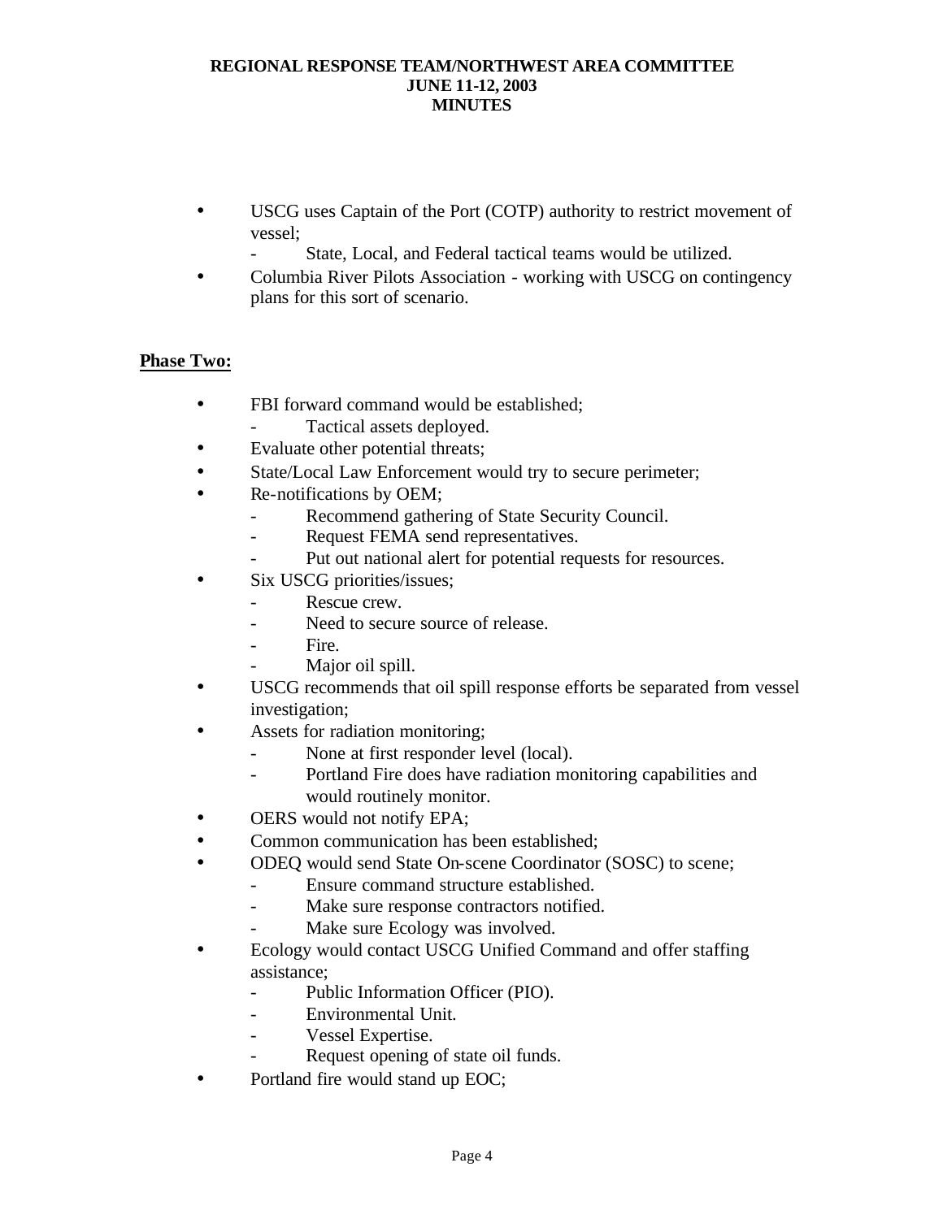- USCG uses Captain of the Port (COTP) authority to restrict movement of vessel;
  - State, Local, and Federal tactical teams would be utilized.
- Columbia River Pilots Association - working with USCG on contingency plans for this sort of scenario.

**Phase Two:**

- FBI forward command would be established;
  - Tactical assets deployed.
- Evaluate other potential threats;
- State/Local Law Enforcement would try to secure perimeter;
- Re-notifications by OEM;
  - Recommend gathering of State Security Council.
  - Request FEMA send representatives.
  - Put out national alert for potential requests for resources.
- Six USCG priorities/issues;
  - Rescue crew.
  - Need to secure source of release.
  - Fire.
  - Major oil spill.
- USCG recommends that oil spill response efforts be separated from vessel investigation;
- Assets for radiation monitoring;
  - None at first responder level (local).
  - Portland Fire does have radiation monitoring capabilities and would routinely monitor.
- OERS would not notify EPA;
- Common communication has been established;
- ODEQ would send State On-scene Coordinator (SOSC) to scene;
  - Ensure command structure established.
  - Make sure response contractors notified.
  - Make sure Ecology was involved.
- Ecology would contact USCG Unified Command and offer staffing assistance;
  - Public Information Officer (PIO).
  - Environmental Unit.
  - Vessel Expertise.
  - Request opening of state oil funds.
- Portland fire would stand up EOC;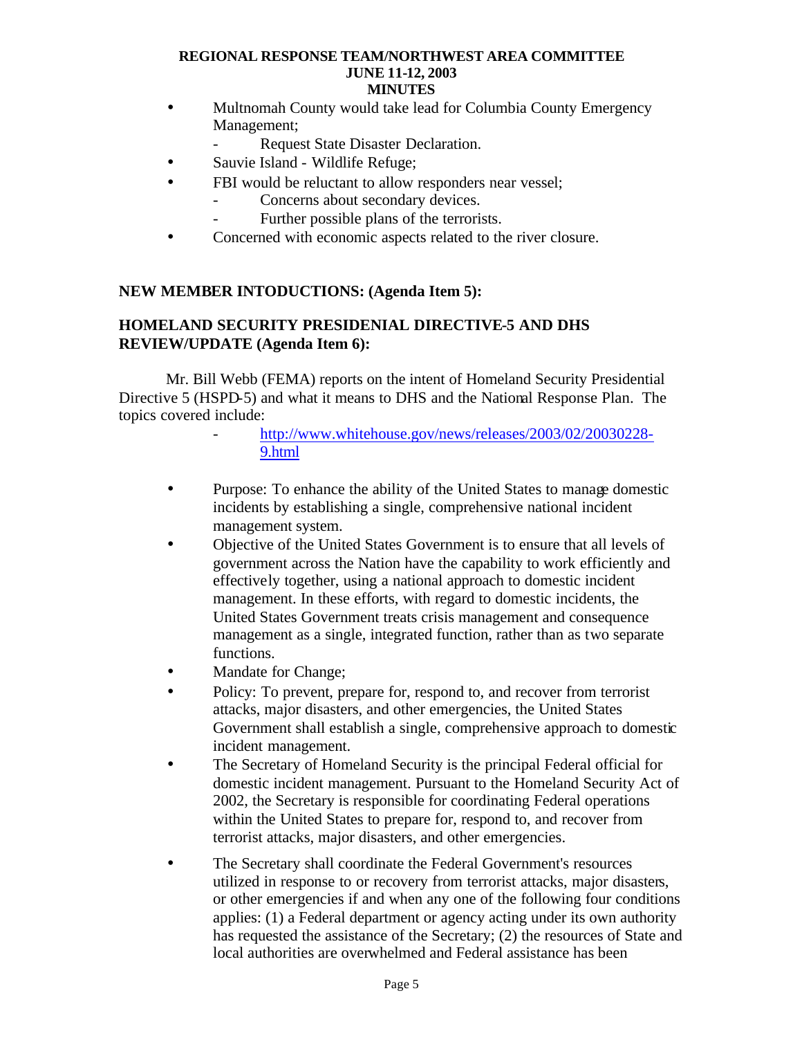- Multnomah County would take lead for Columbia County Emergency Management;
  - Request State Disaster Declaration.
- Sauvie Island - Wildlife Refuge;
- FBI would be reluctant to allow responders near vessel;
  - Concerns about secondary devices.
  - Further possible plans of the terrorists.
- Concerned with economic aspects related to the river closure.

**NEW MEMBER INTODUCTIONS: (Agenda Item 5):**

**HOMELAND SECURITY PRESIDENIAL DIRECTIVE-5 AND DHS REVIEW/UPDATE (Agenda Item 6):**

Mr. Bill Webb (FEMA) reports on the intent of Homeland Security Presidential Directive 5 (HSPD-5) and what it means to DHS and the National Response Plan. The topics covered include:

- http://www.whitehouse.gov/news/releases/2003/02/20030228-9.html

- Purpose: To enhance the ability of the United States to manage domestic incidents by establishing a single, comprehensive national incident management system.
- Objective of the United States Government is to ensure that all levels of government across the Nation have the capability to work efficiently and effectively together, using a national approach to domestic incident management. In these efforts, with regard to domestic incidents, the United States Government treats crisis management and consequence management as a single, integrated function, rather than as two separate functions.
- Mandate for Change;
- Policy: To prevent, prepare for, respond to, and recover from terrorist attacks, major disasters, and other emergencies, the United States Government shall establish a single, comprehensive approach to domestic incident management.
- The Secretary of Homeland Security is the principal Federal official for domestic incident management. Pursuant to the Homeland Security Act of 2002, the Secretary is responsible for coordinating Federal operations within the United States to prepare for, respond to, and recover from terrorist attacks, major disasters, and other emergencies.
- The Secretary shall coordinate the Federal Government's resources utilized in response to or recovery from terrorist attacks, major disasters, or other emergencies if and when any one of the following four conditions applies: (1) a Federal department or agency acting under its own authority has requested the assistance of the Secretary; (2) the resources of State and local authorities are overwhelmed and Federal assistance has been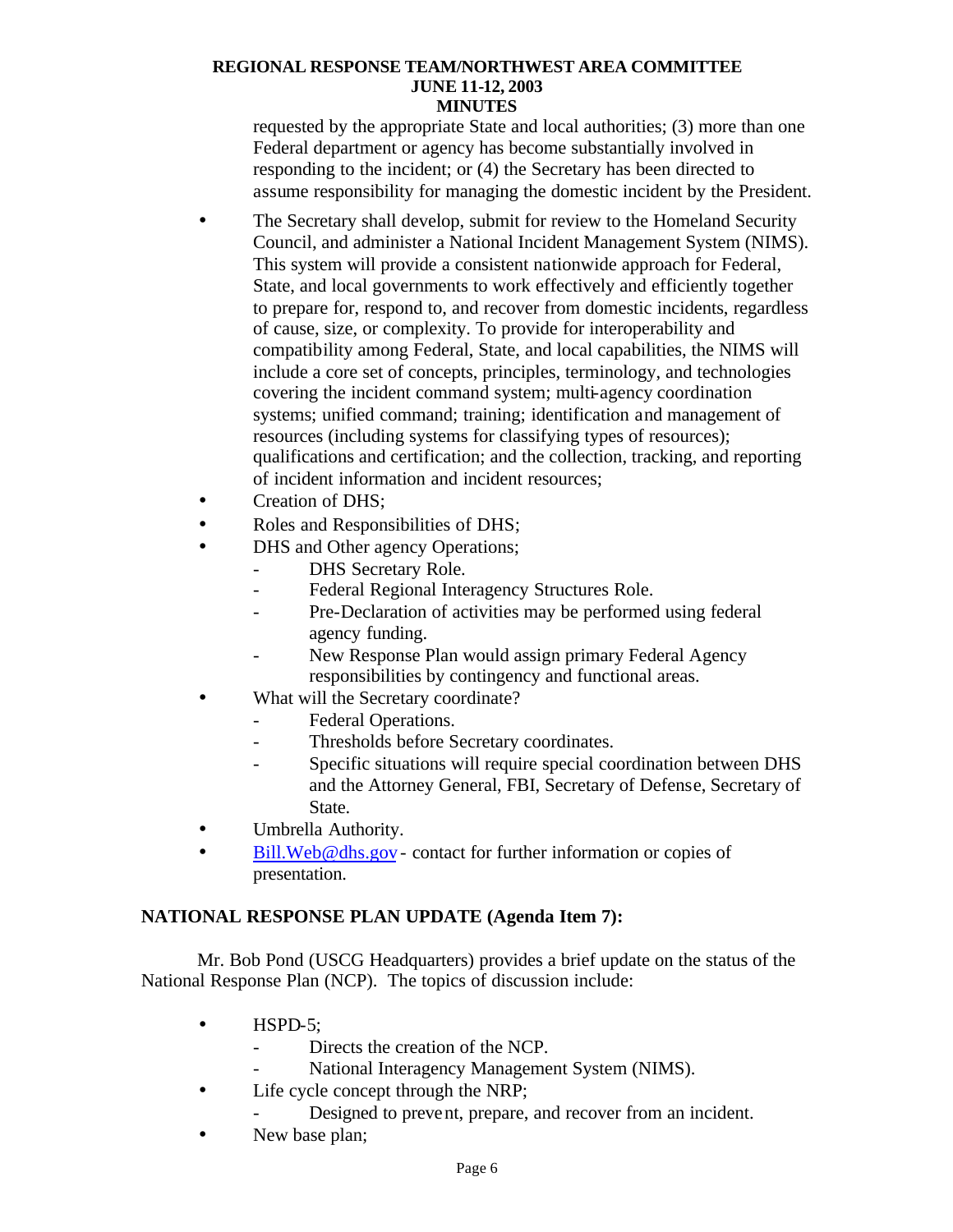requested by the appropriate State and local authorities; (3) more than one Federal department or agency has become substantially involved in responding to the incident; or (4) the Secretary has been directed to assume responsibility for managing the domestic incident by the President.

- The Secretary shall develop, submit for review to the Homeland Security Council, and administer a National Incident Management System (NIMS). This system will provide a consistent nationwide approach for Federal, State, and local governments to work effectively and efficiently together to prepare for, respond to, and recover from domestic incidents, regardless of cause, size, or complexity. To provide for interoperability and compatibility among Federal, State, and local capabilities, the NIMS will include a core set of concepts, principles, terminology, and technologies covering the incident command system; multi-agency coordination systems; unified command; training; identification and management of resources (including systems for classifying types of resources); qualifications and certification; and the collection, tracking, and reporting of incident information and incident resources;
- Creation of DHS;
- Roles and Responsibilities of DHS;
- DHS and Other agency Operations;
  - DHS Secretary Role.
  - Federal Regional Interagency Structures Role.
  - Pre-Declaration of activities may be performed using federal agency funding.
  - New Response Plan would assign primary Federal Agency responsibilities by contingency and functional areas.
- What will the Secretary coordinate?
  - Federal Operations.
  - Thresholds before Secretary coordinates.
  - Specific situations will require special coordination between DHS and the Attorney General, FBI, Secretary of Defense, Secretary of State.
- Umbrella Authority.
- Bill.Web@dhs.gov - contact for further information or copies of presentation.

## NATIONAL RESPONSE PLAN UPDATE (Agenda Item 7):

Mr. Bob Pond (USCG Headquarters) provides a brief update on the status of the National Response Plan (NCP). The topics of discussion include:

- HSPD-5;
  - Directs the creation of the NCP.
  - National Interagency Management System (NIMS).
- Life cycle concept through the NRP;
  - Designed to prevent, prepare, and recover from an incident.
- New base plan;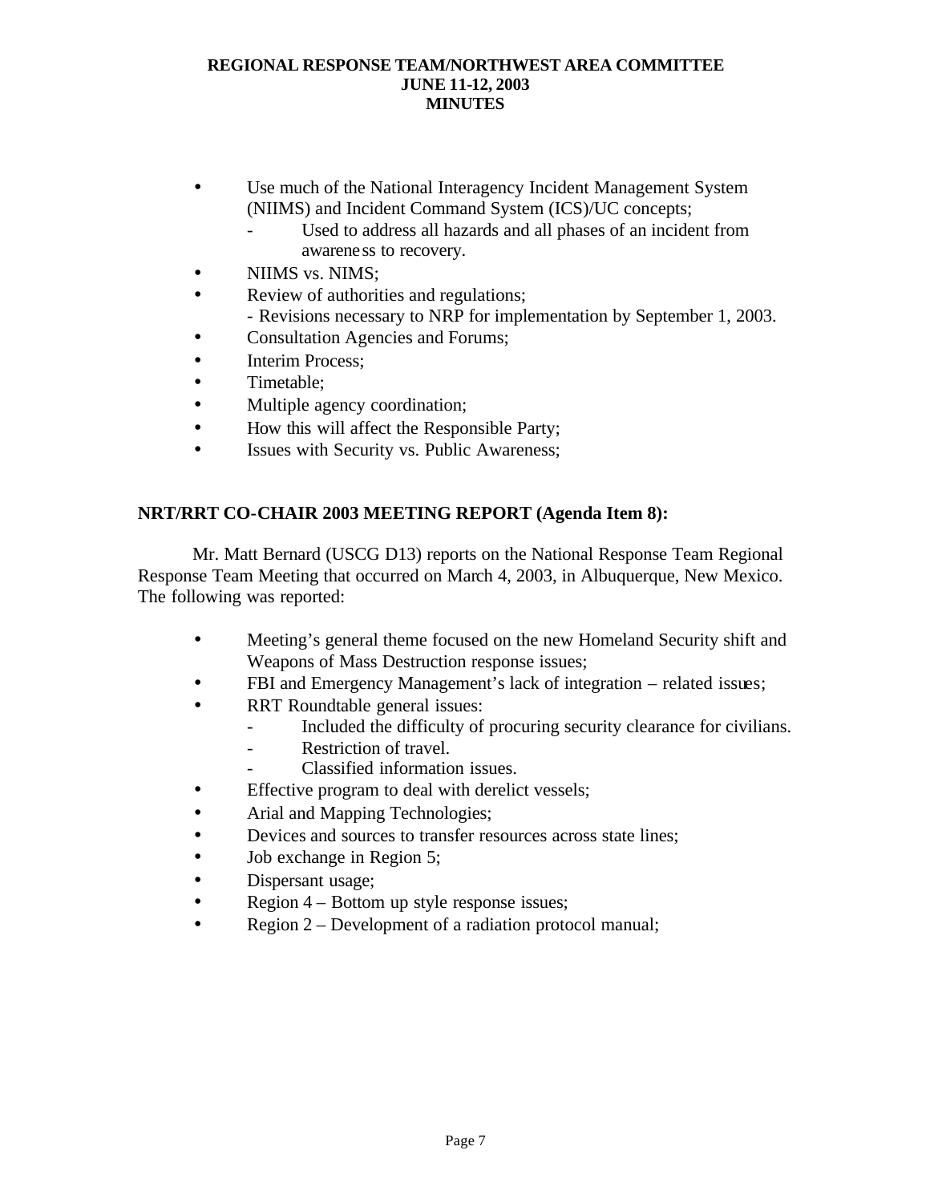- Use much of the National Interagency Incident Management System (NIIMS) and Incident Command System (ICS)/UC concepts;
  - Used to address all hazards and all phases of an incident from awareness to recovery.
- NIIMS vs. NIMS;
- Review of authorities and regulations;
  - Revisions necessary to NRP for implementation by September 1, 2003.
- Consultation Agencies and Forums;
- Interim Process;
- Timetable;
- Multiple agency coordination;
- How this will affect the Responsible Party;
- Issues with Security vs. Public Awareness;

**NRT/RRT CO-CHAIR 2003 MEETING REPORT (Agenda Item 8):**

Mr. Matt Bernard (USCG D13) reports on the National Response Team Regional Response Team Meeting that occurred on March 4, 2003, in Albuquerque, New Mexico. The following was reported:

- Meeting's general theme focused on the new Homeland Security shift and Weapons of Mass Destruction response issues;
- FBI and Emergency Management's lack of integration – related issues;
- RRT Roundtable general issues:
  - Included the difficulty of procuring security clearance for civilians.
  - Restriction of travel.
  - Classified information issues.
- Effective program to deal with derelict vessels;
- Arial and Mapping Technologies;
- Devices and sources to transfer resources across state lines;
- Job exchange in Region 5;
- Dispersant usage;
- Region 4 – Bottom up style response issues;
- Region 2 – Development of a radiation protocol manual;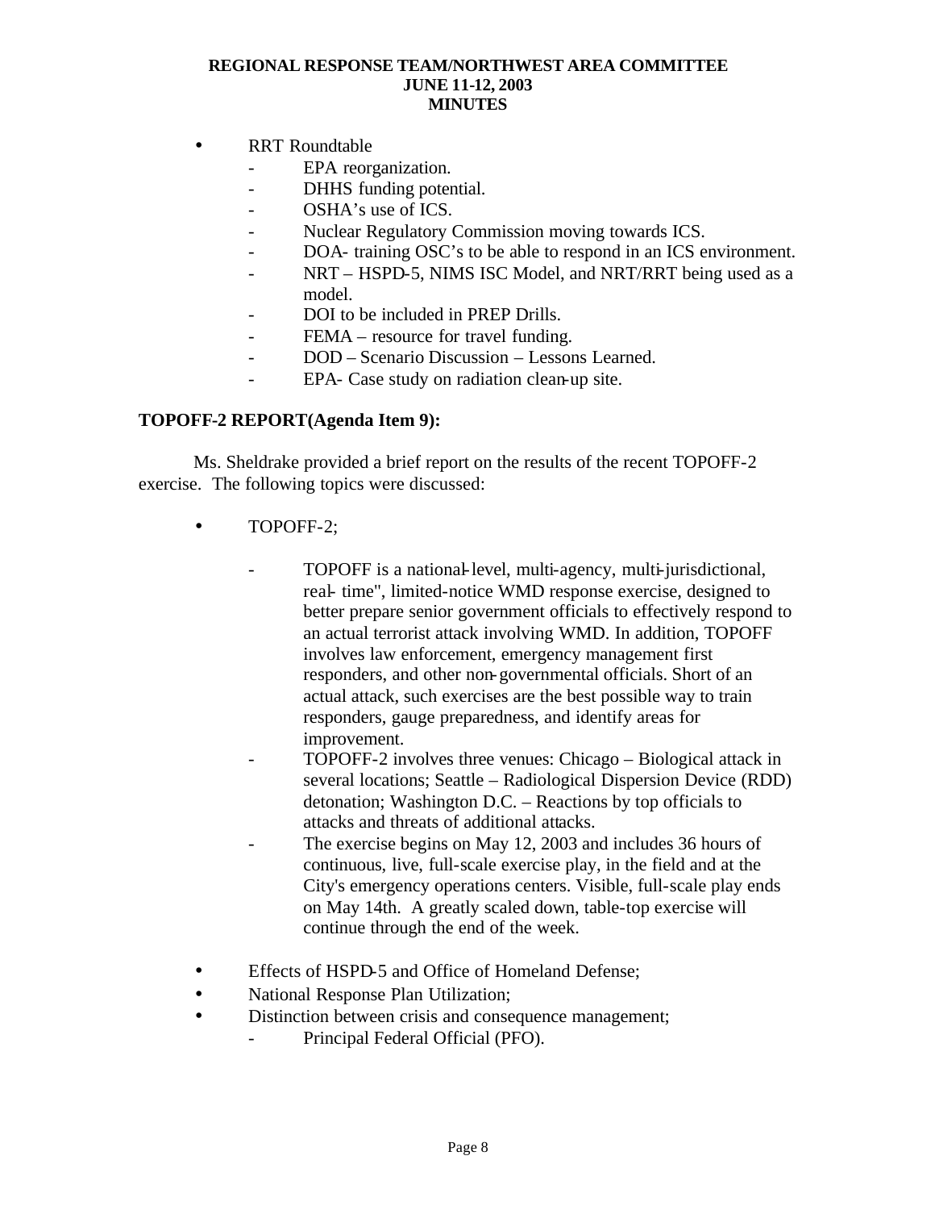- RRT Roundtable
  - EPA reorganization.
  - DHHS funding potential.
  - OSHA's use of ICS.
  - Nuclear Regulatory Commission moving towards ICS.
  - DOA- training OSC's to be able to respond in an ICS environment.
  - NRT – HSPD-5, NIMS ISC Model, and NRT/RRT being used as a model.
  - DOI to be included in PREP Drills.
  - FEMA – resource for travel funding.
  - DOD – Scenario Discussion – Lessons Learned.
  - EPA- Case study on radiation clean-up site.

**TOPOFF-2 REPORT(Agenda Item 9):**

Ms. Sheldrake provided a brief report on the results of the recent TOPOFF-2 exercise. The following topics were discussed:

- TOPOFF-2;
  - TOPOFF is a national-level, multi-agency, multi-jurisdictional, real- time", limited-notice WMD response exercise, designed to better prepare senior government officials to effectively respond to an actual terrorist attack involving WMD. In addition, TOPOFF involves law enforcement, emergency management first responders, and other non-governmental officials. Short of an actual attack, such exercises are the best possible way to train responders, gauge preparedness, and identify areas for improvement.
  - TOPOFF-2 involves three venues: Chicago – Biological attack in several locations; Seattle – Radiological Dispersion Device (RDD) detonation; Washington D.C. – Reactions by top officials to attacks and threats of additional attacks.
  - The exercise begins on May 12, 2003 and includes 36 hours of continuous, live, full-scale exercise play, in the field and at the City's emergency operations centers. Visible, full-scale play ends on May 14th. A greatly scaled down, table-top exercise will continue through the end of the week.
- Effects of HSPD-5 and Office of Homeland Defense;
- National Response Plan Utilization;
- Distinction between crisis and consequence management;
  - Principal Federal Official (PFO).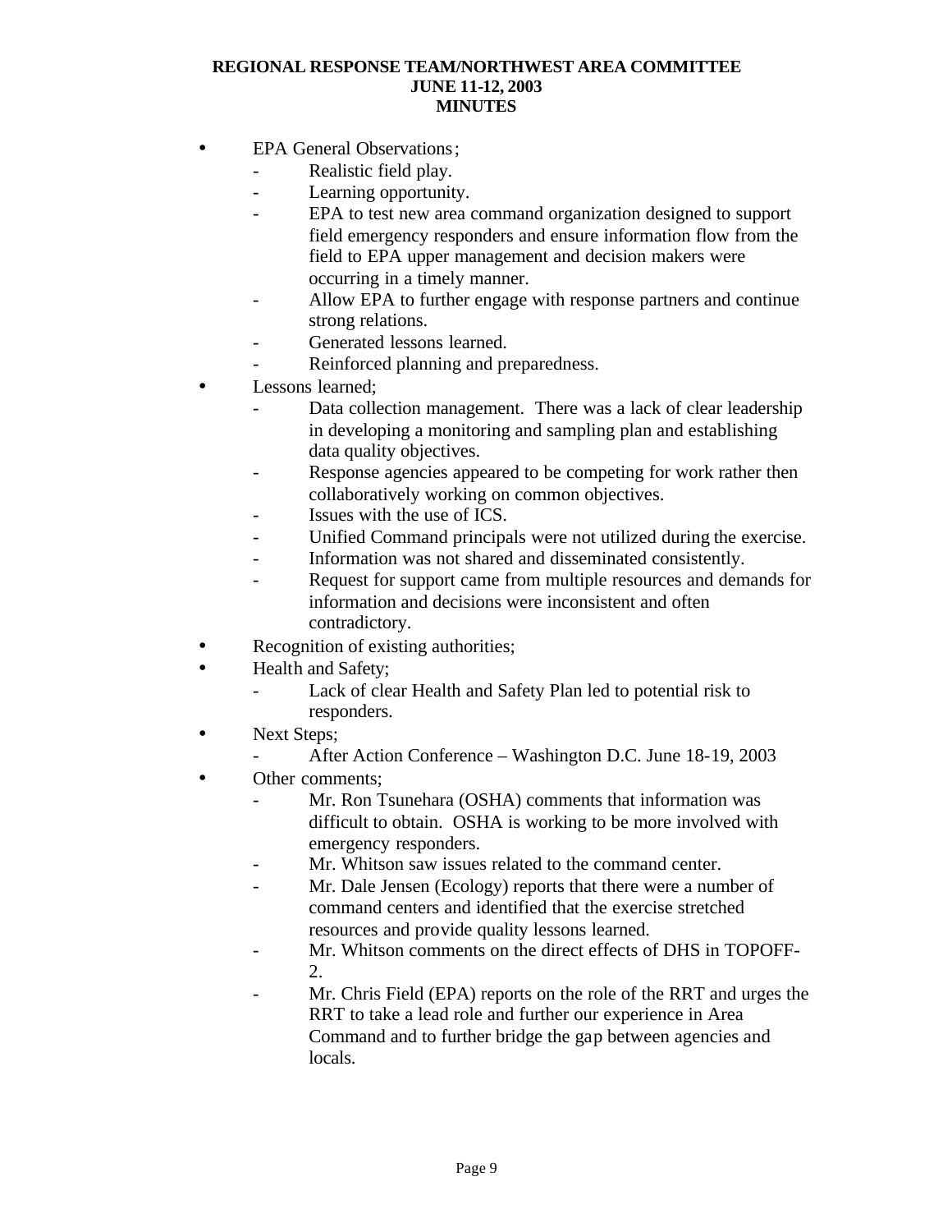- EPA General Observations;
  - Realistic field play.
  - Learning opportunity.
  - EPA to test new area command organization designed to support field emergency responders and ensure information flow from the field to EPA upper management and decision makers were occurring in a timely manner.
  - Allow EPA to further engage with response partners and continue strong relations.
  - Generated lessons learned.
  - Reinforced planning and preparedness.
- Lessons learned;
  - Data collection management. There was a lack of clear leadership in developing a monitoring and sampling plan and establishing data quality objectives.
  - Response agencies appeared to be competing for work rather then collaboratively working on common objectives.
  - Issues with the use of ICS.
  - Unified Command principals were not utilized during the exercise.
  - Information was not shared and disseminated consistently.
  - Request for support came from multiple resources and demands for information and decisions were inconsistent and often contradictory.
- Recognition of existing authorities;
- Health and Safety;
  - Lack of clear Health and Safety Plan led to potential risk to responders.
- Next Steps;
  - After Action Conference – Washington D.C. June 18-19, 2003
- Other comments;
  - Mr. Ron Tsunehara (OSHA) comments that information was difficult to obtain. OSHA is working to be more involved with emergency responders.
  - Mr. Whitson saw issues related to the command center.
  - Mr. Dale Jensen (Ecology) reports that there were a number of command centers and identified that the exercise stretched resources and provide quality lessons learned.
  - Mr. Whitson comments on the direct effects of DHS in TOPOFF-2.
  - Mr. Chris Field (EPA) reports on the role of the RRT and urges the RRT to take a lead role and further our experience in Area Command and to further bridge the gap between agencies and locals.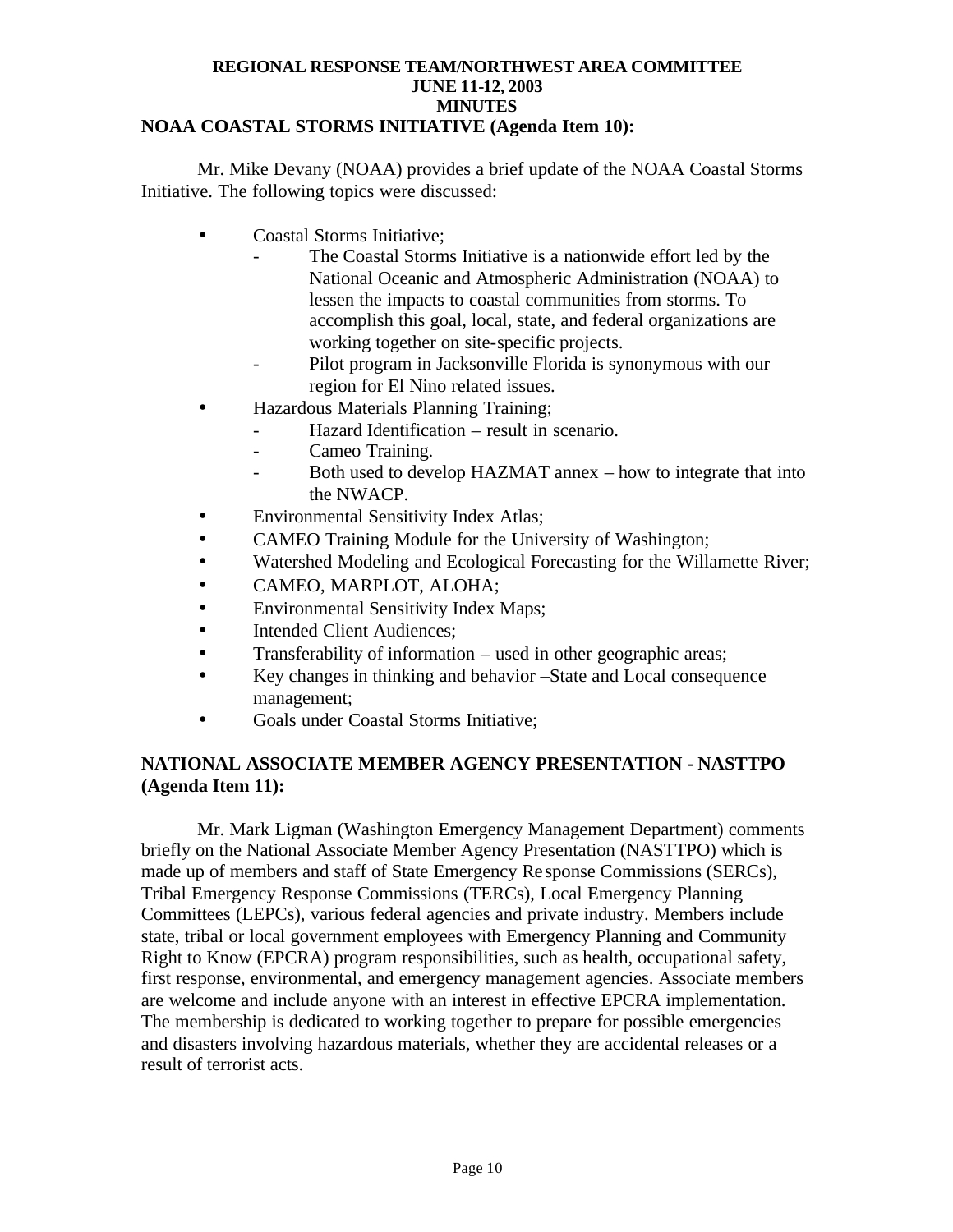**REGIONAL RESPONSE TEAM/NORTHWEST AREA COMMITTEE**
**JUNE 11-12, 2003**
**MINUTES**

## NOAA COASTAL STORMS INITIATIVE (Agenda Item 10):

Mr. Mike Devany (NOAA) provides a brief update of the NOAA Coastal Storms Initiative. The following topics were discussed:

- Coastal Storms Initiative;
  - The Coastal Storms Initiative is a nationwide effort led by the National Oceanic and Atmospheric Administration (NOAA) to lessen the impacts to coastal communities from storms. To accomplish this goal, local, state, and federal organizations are working together on site-specific projects.
  - Pilot program in Jacksonville Florida is synonymous with our region for El Nino related issues.
- Hazardous Materials Planning Training;
  - Hazard Identification – result in scenario.
  - Cameo Training.
  - Both used to develop HAZMAT annex – how to integrate that into the NWACP.
- Environmental Sensitivity Index Atlas;
- CAMEO Training Module for the University of Washington;
- Watershed Modeling and Ecological Forecasting for the Willamette River;
- CAMEO, MARPLOT, ALOHA;
- Environmental Sensitivity Index Maps;
- Intended Client Audiences;
- Transferability of information – used in other geographic areas;
- Key changes in thinking and behavior –State and Local consequence management;
- Goals under Coastal Storms Initiative;

## NATIONAL ASSOCIATE MEMBER AGENCY PRESENTATION - NASTTPO (Agenda Item 11):

Mr. Mark Ligman (Washington Emergency Management Department) comments briefly on the National Associate Member Agency Presentation (NASTTPO) which is made up of members and staff of State Emergency Response Commissions (SERCs), Tribal Emergency Response Commissions (TERCs), Local Emergency Planning Committees (LEPCs), various federal agencies and private industry. Members include state, tribal or local government employees with Emergency Planning and Community Right to Know (EPCRA) program responsibilities, such as health, occupational safety, first response, environmental, and emergency management agencies. Associate members are welcome and include anyone with an interest in effective EPCRA implementation. The membership is dedicated to working together to prepare for possible emergencies and disasters involving hazardous materials, whether they are accidental releases or a result of terrorist acts.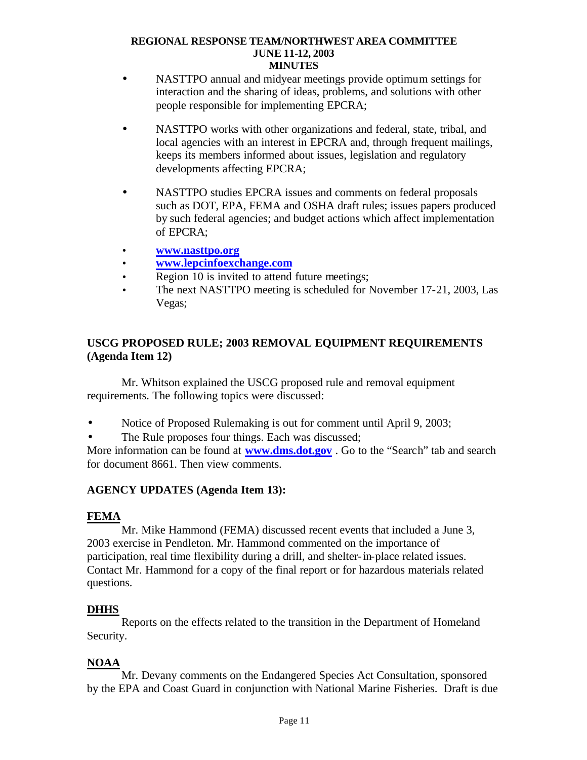- NASTTPO annual and midyear meetings provide optimum settings for interaction and the sharing of ideas, problems, and solutions with other people responsible for implementing EPCRA;

- NASTTPO works with other organizations and federal, state, tribal, and local agencies with an interest in EPCRA and, through frequent mailings, keeps its members informed about issues, legislation and regulatory developments affecting EPCRA;

- NASTTPO studies EPCRA issues and comments on federal proposals such as DOT, EPA, FEMA and OSHA draft rules; issues papers produced by such federal agencies; and budget actions which affect implementation of EPCRA;

- **www.nasttpo.org**
- **www.lepcinfoexchange.com**
- Region 10 is invited to attend future meetings;
- The next NASTTPO meeting is scheduled for November 17-21, 2003, Las Vegas;

## USCG PROPOSED RULE; 2003 REMOVAL EQUIPMENT REQUIREMENTS (Agenda Item 12)

Mr. Whitson explained the USCG proposed rule and removal equipment requirements. The following topics were discussed:

- Notice of Proposed Rulemaking is out for comment until April 9, 2003;
- The Rule proposes four things. Each was discussed;

More information can be found at **www.dms.dot.gov** . Go to the "Search" tab and search for document 8661. Then view comments.

## AGENCY UPDATES (Agenda Item 13):

### FEMA

Mr. Mike Hammond (FEMA) discussed recent events that included a June 3, 2003 exercise in Pendleton. Mr. Hammond commented on the importance of participation, real time flexibility during a drill, and shelter-in-place related issues. Contact Mr. Hammond for a copy of the final report or for hazardous materials related questions.

### DHHS

Reports on the effects related to the transition in the Department of Homeland Security.

### NOAA

Mr. Devany comments on the Endangered Species Act Consultation, sponsored by the EPA and Coast Guard in conjunction with National Marine Fisheries. Draft is due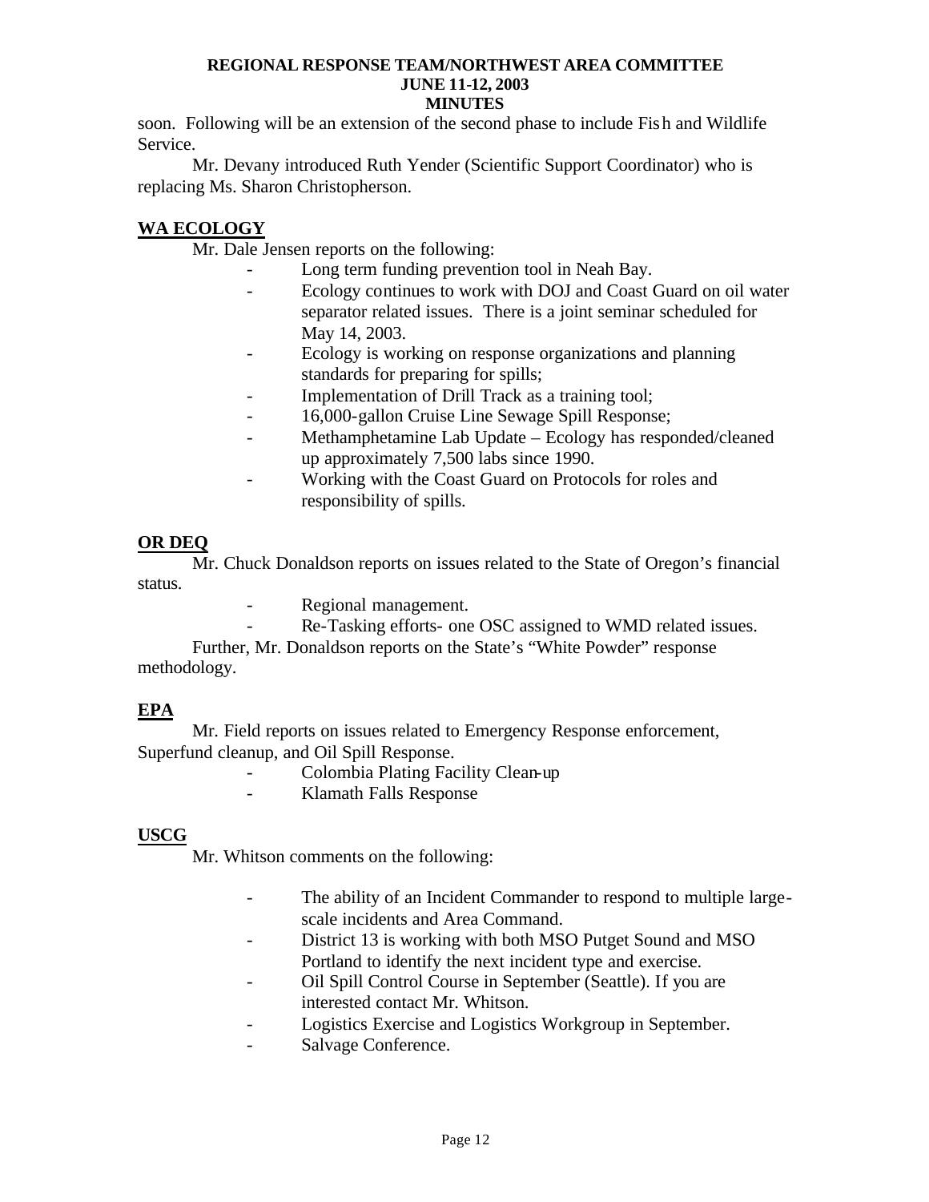soon. Following will be an extension of the second phase to include Fish and Wildlife Service.

Mr. Devany introduced Ruth Yender (Scientific Support Coordinator) who is replacing Ms. Sharon Christopherson.

## WA ECOLOGY

Mr. Dale Jensen reports on the following:

- Long term funding prevention tool in Neah Bay.
- Ecology continues to work with DOJ and Coast Guard on oil water separator related issues. There is a joint seminar scheduled for May 14, 2003.
- Ecology is working on response organizations and planning standards for preparing for spills;
- Implementation of Drill Track as a training tool;
- 16,000-gallon Cruise Line Sewage Spill Response;
- Methamphetamine Lab Update – Ecology has responded/cleaned up approximately 7,500 labs since 1990.
- Working with the Coast Guard on Protocols for roles and responsibility of spills.

## OR DEQ

Mr. Chuck Donaldson reports on issues related to the State of Oregon's financial status.

- Regional management.
- Re-Tasking efforts- one OSC assigned to WMD related issues.

Further, Mr. Donaldson reports on the State's "White Powder" response methodology.

## EPA

Mr. Field reports on issues related to Emergency Response enforcement, Superfund cleanup, and Oil Spill Response.

- Colombia Plating Facility Clean-up
- Klamath Falls Response

## USCG

Mr. Whitson comments on the following:

- The ability of an Incident Commander to respond to multiple large-scale incidents and Area Command.
- District 13 is working with both MSO Putget Sound and MSO Portland to identify the next incident type and exercise.
- Oil Spill Control Course in September (Seattle). If you are interested contact Mr. Whitson.
- Logistics Exercise and Logistics Workgroup in September.
- Salvage Conference.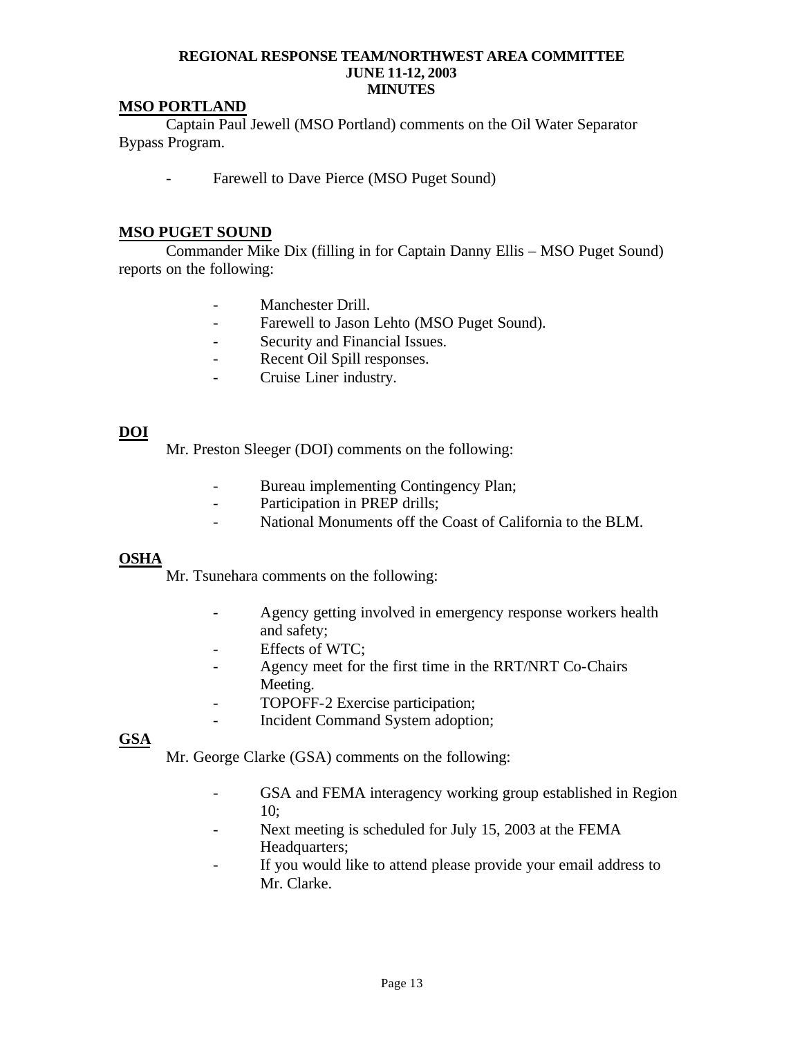**REGIONAL RESPONSE TEAM/NORTHWEST AREA COMMITTEE**
**JUNE 11-12, 2003**
**MINUTES**

## MSO PORTLAND

Captain Paul Jewell (MSO Portland) comments on the Oil Water Separator Bypass Program.

- Farewell to Dave Pierce (MSO Puget Sound)

## MSO PUGET SOUND

Commander Mike Dix (filling in for Captain Danny Ellis – MSO Puget Sound) reports on the following:

- Manchester Drill.
- Farewell to Jason Lehto (MSO Puget Sound).
- Security and Financial Issues.
- Recent Oil Spill responses.
- Cruise Liner industry.

## DOI

Mr. Preston Sleeger (DOI) comments on the following:

- Bureau implementing Contingency Plan;
- Participation in PREP drills;
- National Monuments off the Coast of California to the BLM.

## OSHA

Mr. Tsunehara comments on the following:

- Agency getting involved in emergency response workers health and safety;
- Effects of WTC;
- Agency meet for the first time in the RRT/NRT Co-Chairs Meeting.
- TOPOFF-2 Exercise participation;
- Incident Command System adoption;

## GSA

Mr. George Clarke (GSA) comments on the following:

- GSA and FEMA interagency working group established in Region 10;
- Next meeting is scheduled for July 15, 2003 at the FEMA Headquarters;
- If you would like to attend please provide your email address to Mr. Clarke.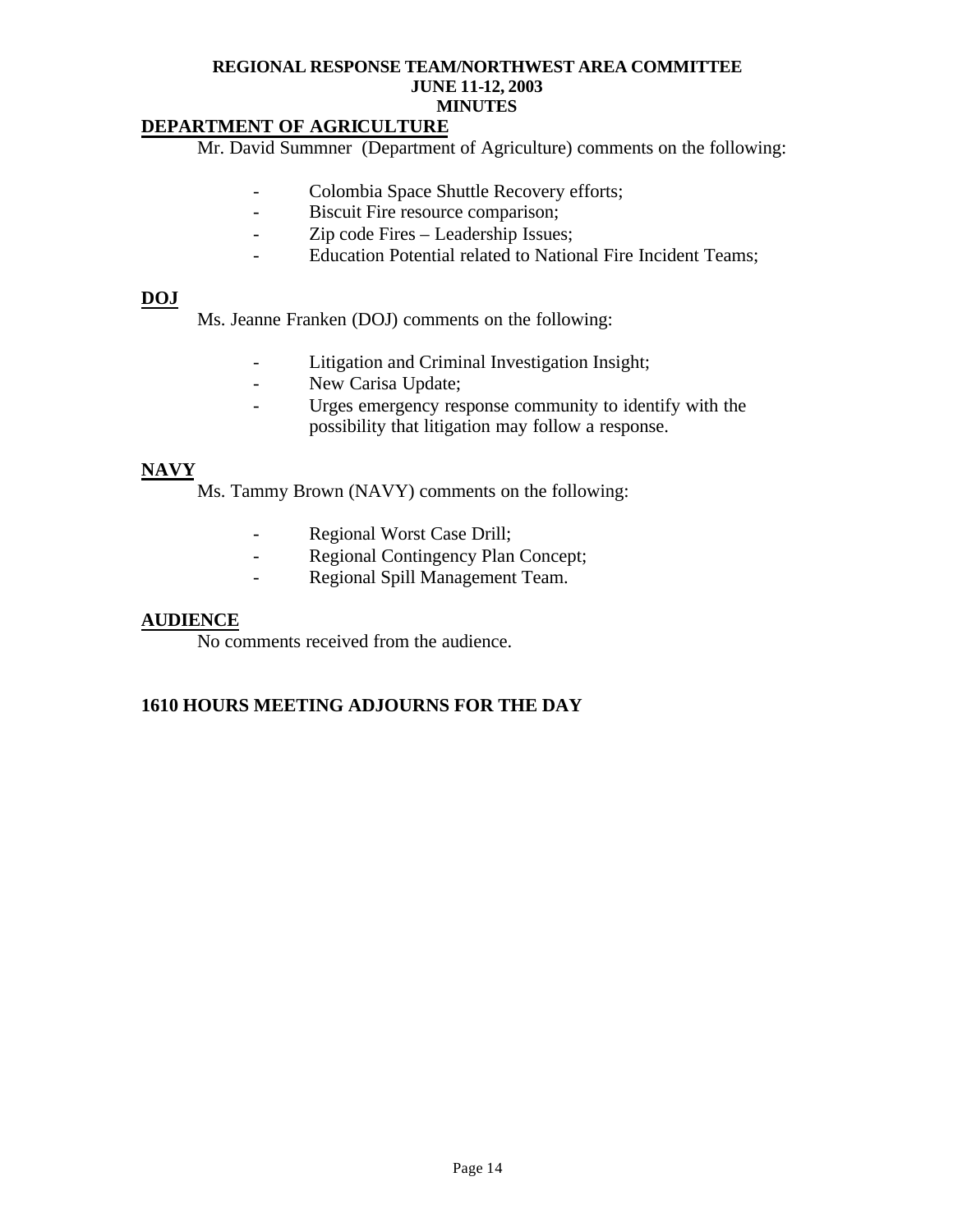**REGIONAL RESPONSE TEAM/NORTHWEST AREA COMMITTEE**
**JUNE 11-12, 2003**
**MINUTES**

## DEPARTMENT OF AGRICULTURE

Mr. David Summner (Department of Agriculture) comments on the following:

- Colombia Space Shuttle Recovery efforts;
- Biscuit Fire resource comparison;
- Zip code Fires – Leadership Issues;
- Education Potential related to National Fire Incident Teams;

## DOJ

Ms. Jeanne Franken (DOJ) comments on the following:

- Litigation and Criminal Investigation Insight;
- New Carisa Update;
- Urges emergency response community to identify with the possibility that litigation may follow a response.

## NAVY

Ms. Tammy Brown (NAVY) comments on the following:

- Regional Worst Case Drill;
- Regional Contingency Plan Concept;
- Regional Spill Management Team.

## AUDIENCE

No comments received from the audience.

**1610 HOURS MEETING ADJOURNS FOR THE DAY**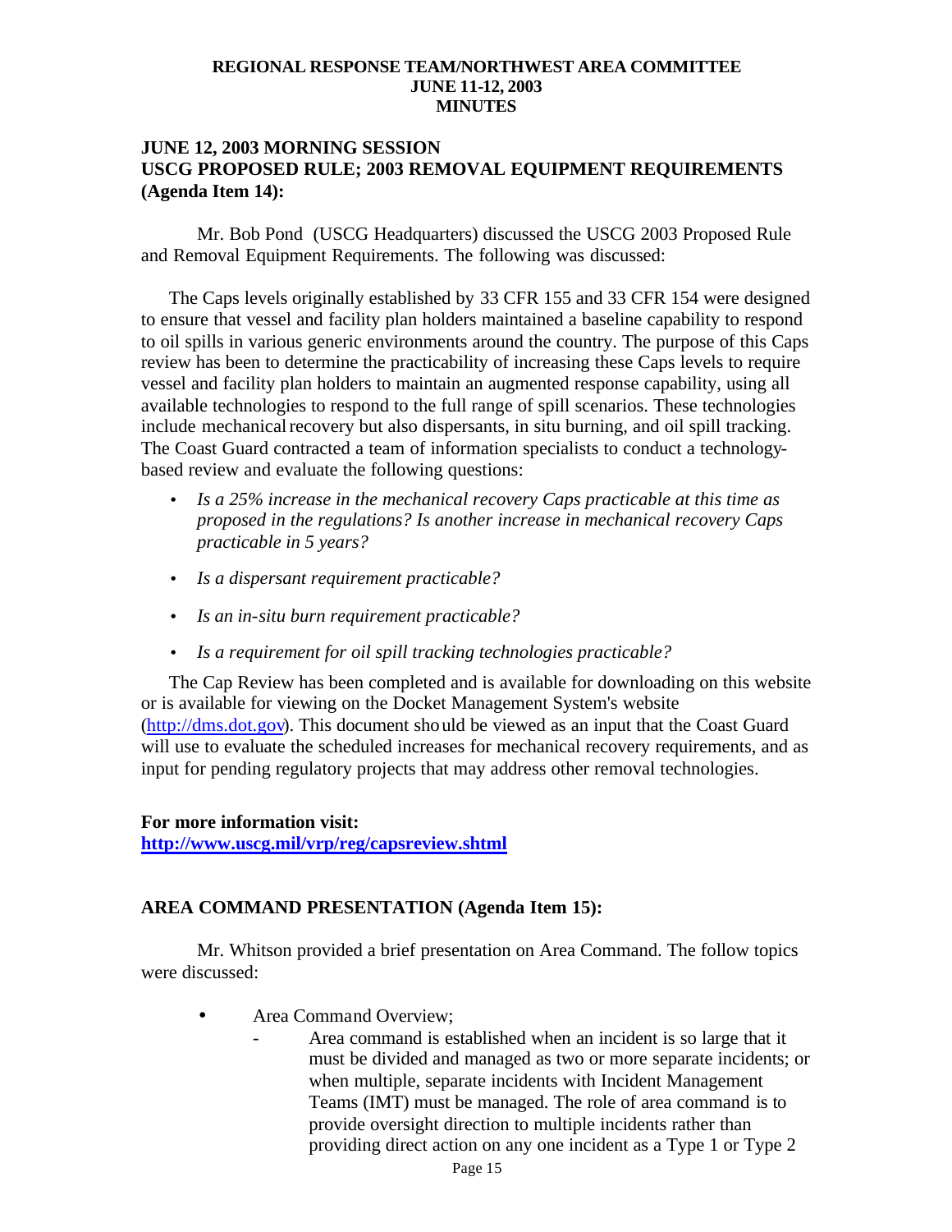**REGIONAL RESPONSE TEAM/NORTHWEST AREA COMMITTEE**
**JUNE 11-12, 2003**
**MINUTES**

## JUNE 12, 2003 MORNING SESSION
## USCG PROPOSED RULE; 2003 REMOVAL EQUIPMENT REQUIREMENTS (Agenda Item 14):

Mr. Bob Pond (USCG Headquarters) discussed the USCG 2003 Proposed Rule and Removal Equipment Requirements. The following was discussed:

The Caps levels originally established by 33 CFR 155 and 33 CFR 154 were designed to ensure that vessel and facility plan holders maintained a baseline capability to respond to oil spills in various generic environments around the country. The purpose of this Caps review has been to determine the practicability of increasing these Caps levels to require vessel and facility plan holders to maintain an augmented response capability, using all available technologies to respond to the full range of spill scenarios. These technologies include mechanical recovery but also dispersants, in situ burning, and oil spill tracking. The Coast Guard contracted a team of information specialists to conduct a technology-based review and evaluate the following questions:

- *Is a 25% increase in the mechanical recovery Caps practicable at this time as proposed in the regulations? Is another increase in mechanical recovery Caps practicable in 5 years?*
- *Is a dispersant requirement practicable?*
- *Is an in-situ burn requirement practicable?*
- *Is a requirement for oil spill tracking technologies practicable?*

The Cap Review has been completed and is available for downloading on this website or is available for viewing on the Docket Management System's website (http://dms.dot.gov). This document should be viewed as an input that the Coast Guard will use to evaluate the scheduled increases for mechanical recovery requirements, and as input for pending regulatory projects that may address other removal technologies.

**For more information visit:**
**http://www.uscg.mil/vrp/reg/capsreview.shtml**

## AREA COMMAND PRESENTATION (Agenda Item 15):

Mr. Whitson provided a brief presentation on Area Command. The follow topics were discussed:

- Area Command Overview;
  - Area command is established when an incident is so large that it must be divided and managed as two or more separate incidents; or when multiple, separate incidents with Incident Management Teams (IMT) must be managed. The role of area command is to provide oversight direction to multiple incidents rather than providing direct action on any one incident as a Type 1 or Type 2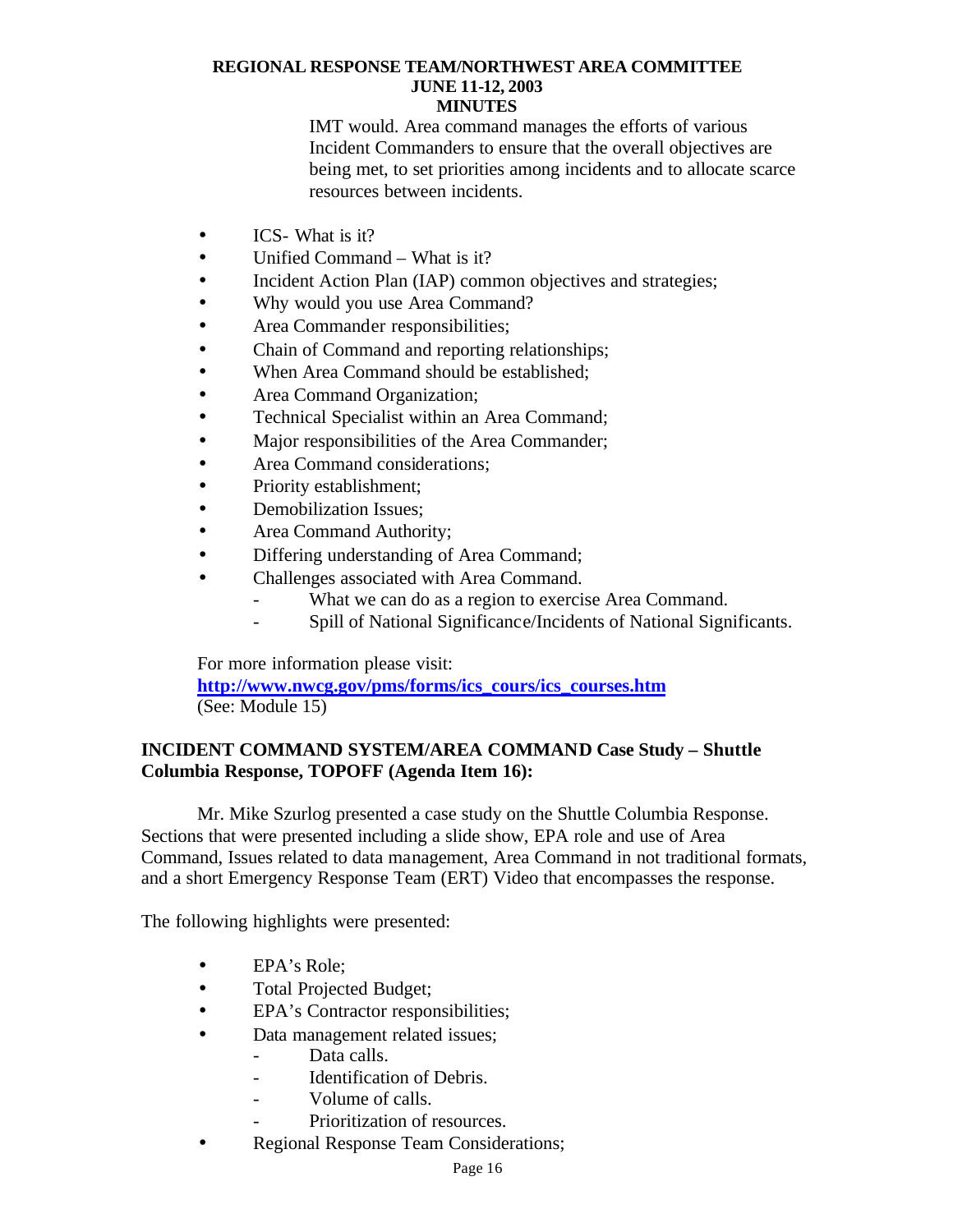IMT would. Area command manages the efforts of various Incident Commanders to ensure that the overall objectives are being met, to set priorities among incidents and to allocate scarce resources between incidents.

- ICS- What is it?
- Unified Command – What is it?
- Incident Action Plan (IAP) common objectives and strategies;
- Why would you use Area Command?
- Area Commander responsibilities;
- Chain of Command and reporting relationships;
- When Area Command should be established;
- Area Command Organization;
- Technical Specialist within an Area Command;
- Major responsibilities of the Area Commander;
- Area Command considerations;
- Priority establishment;
- Demobilization Issues;
- Area Command Authority;
- Differing understanding of Area Command;
- Challenges associated with Area Command.
  - What we can do as a region to exercise Area Command.
  - Spill of National Significance/Incidents of National Significants.

For more information please visit:
**http://www.nwcg.gov/pms/forms/ics_cours/ics_courses.htm**
(See: Module 15)

**INCIDENT COMMAND SYSTEM/AREA COMMAND Case Study – Shuttle Columbia Response, TOPOFF (Agenda Item 16):**

Mr. Mike Szurlog presented a case study on the Shuttle Columbia Response. Sections that were presented including a slide show, EPA role and use of Area Command, Issues related to data management, Area Command in not traditional formats, and a short Emergency Response Team (ERT) Video that encompasses the response.

The following highlights were presented:

- EPA's Role;
- Total Projected Budget;
- EPA's Contractor responsibilities;
- Data management related issues;
  - Data calls.
  - Identification of Debris.
  - Volume of calls.
  - Prioritization of resources.
- Regional Response Team Considerations;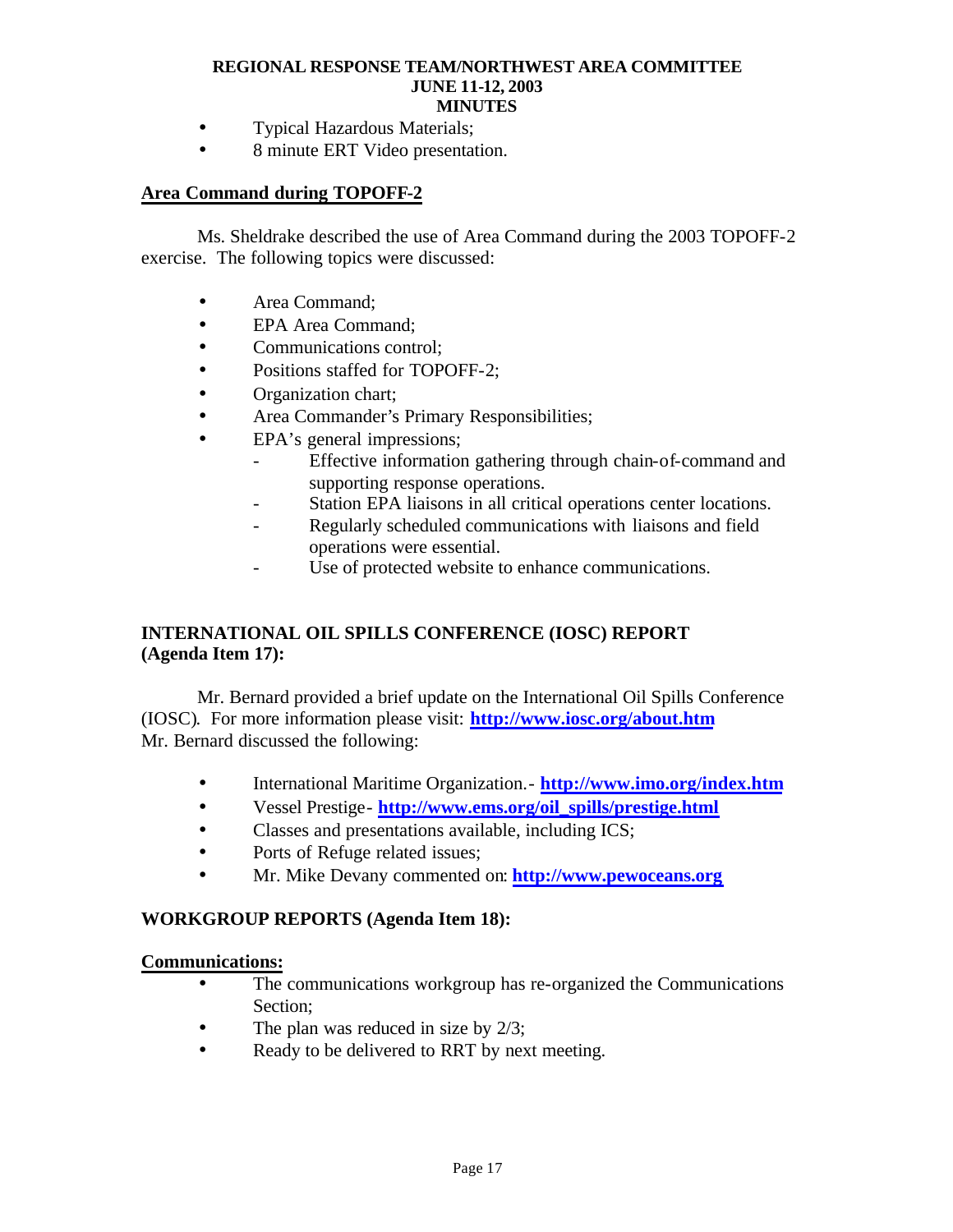- Typical Hazardous Materials;
- 8 minute ERT Video presentation.

## Area Command during TOPOFF-2

Ms. Sheldrake described the use of Area Command during the 2003 TOPOFF-2 exercise. The following topics were discussed:

- Area Command;
- EPA Area Command;
- Communications control;
- Positions staffed for TOPOFF-2;
- Organization chart;
- Area Commander's Primary Responsibilities;
- EPA's general impressions;
    - Effective information gathering through chain-of-command and supporting response operations.
    - Station EPA liaisons in all critical operations center locations.
    - Regularly scheduled communications with liaisons and field operations were essential.
    - Use of protected website to enhance communications.

## INTERNATIONAL OIL SPILLS CONFERENCE (IOSC) REPORT (Agenda Item 17):

Mr. Bernard provided a brief update on the International Oil Spills Conference (IOSC). For more information please visit: **http://www.iosc.org/about.htm**
Mr. Bernard discussed the following:

- International Maritime Organization.- **http://www.imo.org/index.htm**
- Vessel Prestige- **http://www.ems.org/oil_spills/prestige.html**
- Classes and presentations available, including ICS;
- Ports of Refuge related issues;
- Mr. Mike Devany commented on: **http://www.pewoceans.org**

## WORKGROUP REPORTS (Agenda Item 18):

### Communications:

- The communications workgroup has re-organized the Communications Section;
- The plan was reduced in size by 2/3;
- Ready to be delivered to RRT by next meeting.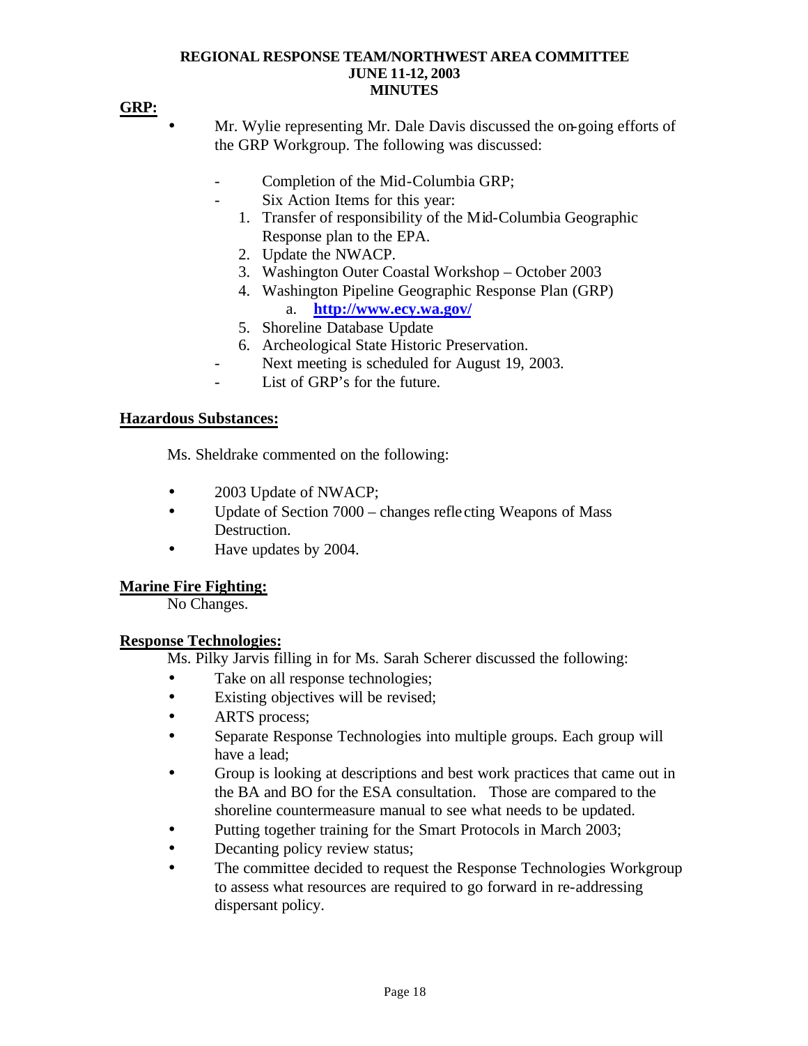**REGIONAL RESPONSE TEAM/NORTHWEST AREA COMMITTEE**
**JUNE 11-12, 2003**
**MINUTES**

**GRP:**

- Mr. Wylie representing Mr. Dale Davis discussed the on-going efforts of the GRP Workgroup. The following was discussed:

  - Completion of the Mid-Columbia GRP;
  - Six Action Items for this year:
    1. Transfer of responsibility of the Mid-Columbia Geographic Response plan to the EPA.
    2. Update the NWACP.
    3. Washington Outer Coastal Workshop – October 2003
    4. Washington Pipeline Geographic Response Plan (GRP)
       a. **http://www.ecy.wa.gov/**
    5. Shoreline Database Update
    6. Archeological State Historic Preservation.
  - Next meeting is scheduled for August 19, 2003.
  - List of GRP's for the future.

**Hazardous Substances:**

Ms. Sheldrake commented on the following:

- 2003 Update of NWACP;
- Update of Section 7000 – changes reflecting Weapons of Mass Destruction.
- Have updates by 2004.

**Marine Fire Fighting:**

No Changes.

**Response Technologies:**

Ms. Pilky Jarvis filling in for Ms. Sarah Scherer discussed the following:

- Take on all response technologies;
- Existing objectives will be revised;
- ARTS process;
- Separate Response Technologies into multiple groups. Each group will have a lead;
- Group is looking at descriptions and best work practices that came out in the BA and BO for the ESA consultation. Those are compared to the shoreline countermeasure manual to see what needs to be updated.
- Putting together training for the Smart Protocols in March 2003;
- Decanting policy review status;
- The committee decided to request the Response Technologies Workgroup to assess what resources are required to go forward in re-addressing dispersant policy.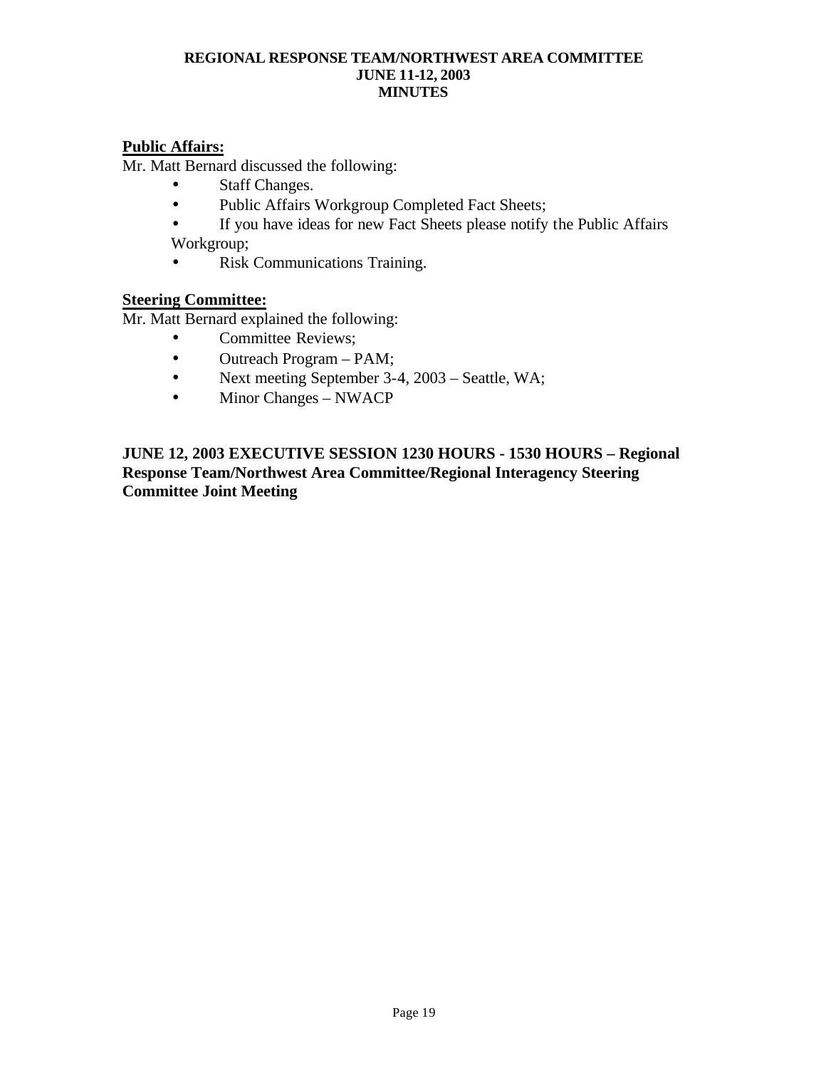**REGIONAL RESPONSE TEAM/NORTHWEST AREA COMMITTEE**
**JUNE 11-12, 2003**
**MINUTES**

**Public Affairs:**

Mr. Matt Bernard discussed the following:

- Staff Changes.
- Public Affairs Workgroup Completed Fact Sheets;
- If you have ideas for new Fact Sheets please notify the Public Affairs Workgroup;
- Risk Communications Training.

**Steering Committee:**

Mr. Matt Bernard explained the following:

- Committee Reviews;
- Outreach Program – PAM;
- Next meeting September 3-4, 2003 – Seattle, WA;
- Minor Changes – NWACP

**JUNE 12, 2003 EXECUTIVE SESSION 1230 HOURS - 1530 HOURS – Regional Response Team/Northwest Area Committee/Regional Interagency Steering Committee Joint Meeting**